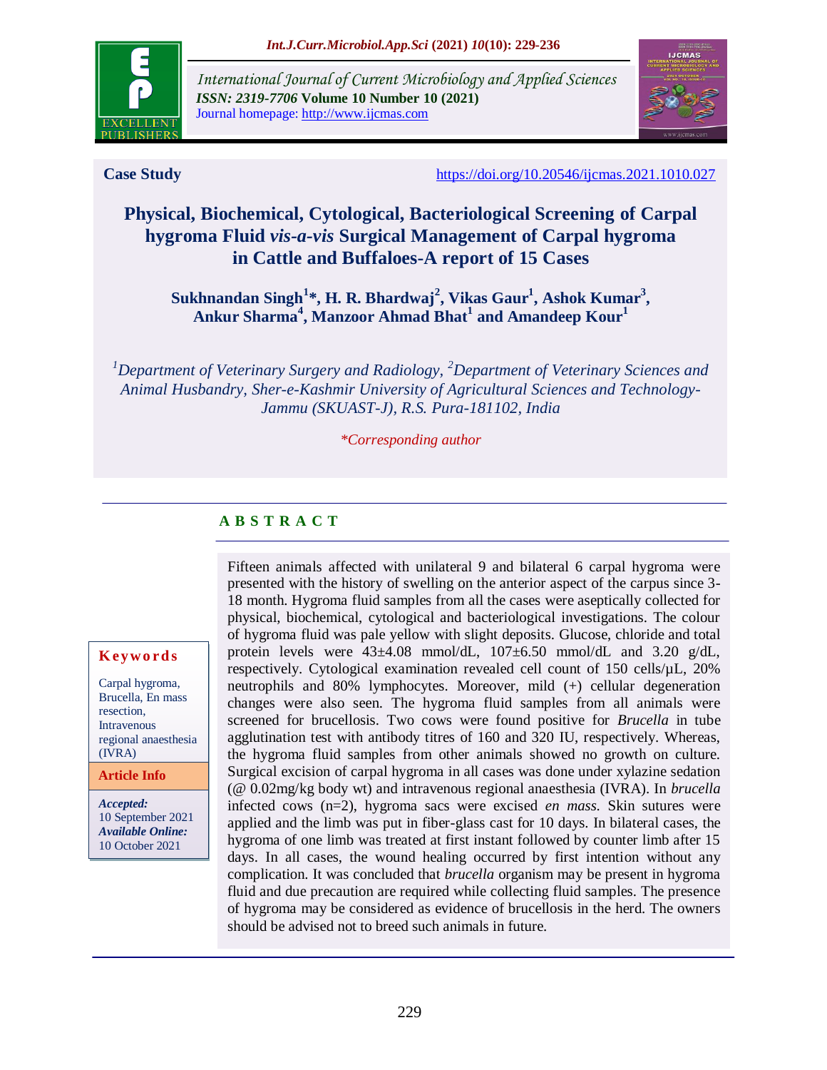International Journal of Current Microbiology and Applied Sciences
*ISSN: 2319-7706* **Volume 10 Number 10 (2021)**
Journal homepage: http://www.ijcmas.com

**Case Study** https://doi.org/10.20546/ijcmas.2021.1010.027

# Physical, Biochemical, Cytological, Bacteriological Screening of Carpal hygroma Fluid *vis-a-vis* Surgical Management of Carpal hygroma in Cattle and Buffaloes-A report of 15 Cases

**Sukhnandan Singh[1]\*, H. R. Bhardwaj[2], Vikas Gaur[1], Ashok Kumar[3], Ankur Sharma[4], Manzoor Ahmad Bhat[1] and Amandeep Kour[1]**

*[1]Department of Veterinary Surgery and Radiology, [2]Department of Veterinary Sciences and Animal Husbandry, Sher-e-Kashmir University of Agricultural Sciences and Technology-Jammu (SKUAST-J), R.S. Pura-181102, India*

*\*Corresponding author*

## ABSTRACT

Fifteen animals affected with unilateral 9 and bilateral 6 carpal hygroma were presented with the history of swelling on the anterior aspect of the carpus since 3-18 month. Hygroma fluid samples from all the cases were aseptically collected for physical, biochemical, cytological and bacteriological investigations. The colour of hygroma fluid was pale yellow with slight deposits. Glucose, chloride and total protein levels were 43±4.08 mmol/dL, 107±6.50 mmol/dL and 3.20 g/dL, respectively. Cytological examination revealed cell count of 150 cells/µL, 20% neutrophils and 80% lymphocytes. Moreover, mild (+) cellular degeneration changes were also seen. The hygroma fluid samples from all animals were screened for brucellosis. Two cows were found positive for *Brucella* in tube agglutination test with antibody titres of 160 and 320 IU, respectively. Whereas, the hygroma fluid samples from other animals showed no growth on culture. Surgical excision of carpal hygroma in all cases was done under xylazine sedation (@ 0.02mg/kg body wt) and intravenous regional anaesthesia (IVRA). In *brucella* infected cows (n=2), hygroma sacs were excised *en mass.* Skin sutures were applied and the limb was put in fiber-glass cast for 10 days. In bilateral cases, the hygroma of one limb was treated at first instant followed by counter limb after 15 days. In all cases, the wound healing occurred by first intention without any complication. It was concluded that *brucella* organism may be present in hygroma fluid and due precaution are required while collecting fluid samples. The presence of hygroma may be considered as evidence of brucellosis in the herd. The owners should be advised not to breed such animals in future.

**Keywords**

Carpal hygroma, Brucella, En mass resection, Intravenous regional anaesthesia (IVRA)

**Article Info**

***Accepted:*** 10 September 2021
***Available Online:*** 10 October 2021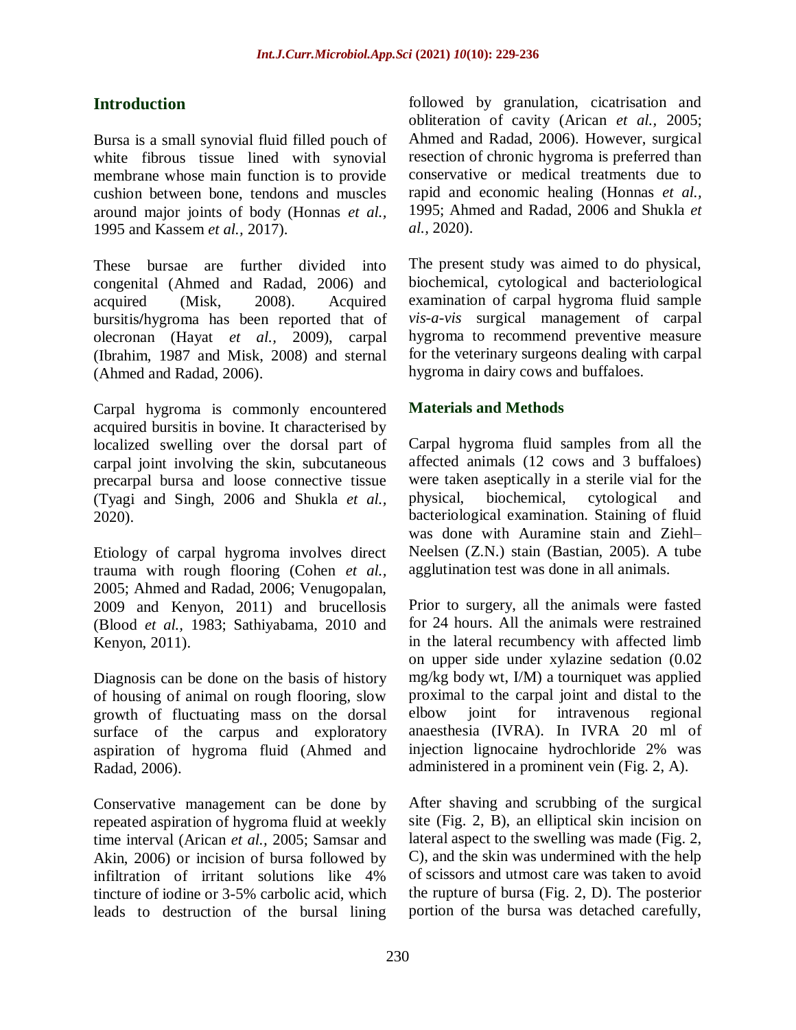## Introduction

Bursa is a small synovial fluid filled pouch of white fibrous tissue lined with synovial membrane whose main function is to provide cushion between bone, tendons and muscles around major joints of body (Honnas *et al.,* 1995 and Kassem *et al.,* 2017).

These bursae are further divided into congenital (Ahmed and Radad, 2006) and acquired (Misk, 2008). Acquired bursitis/hygroma has been reported that of olecronan (Hayat *et al.,* 2009), carpal (Ibrahim, 1987 and Misk, 2008) and sternal (Ahmed and Radad, 2006).

Carpal hygroma is commonly encountered acquired bursitis in bovine. It characterised by localized swelling over the dorsal part of carpal joint involving the skin, subcutaneous precarpal bursa and loose connective tissue (Tyagi and Singh, 2006 and Shukla *et al.,* 2020).

Etiology of carpal hygroma involves direct trauma with rough flooring (Cohen *et al.,* 2005; Ahmed and Radad, 2006; Venugopalan, 2009 and Kenyon, 2011) and brucellosis (Blood *et al.,* 1983; Sathiyabama, 2010 and Kenyon, 2011).

Diagnosis can be done on the basis of history of housing of animal on rough flooring, slow growth of fluctuating mass on the dorsal surface of the carpus and exploratory aspiration of hygroma fluid (Ahmed and Radad, 2006).

Conservative management can be done by repeated aspiration of hygroma fluid at weekly time interval (Arican *et al.,* 2005; Samsar and Akin, 2006) or incision of bursa followed by infiltration of irritant solutions like 4% tincture of iodine or 3-5% carbolic acid, which leads to destruction of the bursal lining followed by granulation, cicatrisation and obliteration of cavity (Arican *et al.,* 2005; Ahmed and Radad, 2006). However, surgical resection of chronic hygroma is preferred than conservative or medical treatments due to rapid and economic healing (Honnas *et al.,* 1995; Ahmed and Radad, 2006 and Shukla *et al.,* 2020).

The present study was aimed to do physical, biochemical, cytological and bacteriological examination of carpal hygroma fluid sample *vis-a-vis* surgical management of carpal hygroma to recommend preventive measure for the veterinary surgeons dealing with carpal hygroma in dairy cows and buffaloes.

## Materials and Methods

Carpal hygroma fluid samples from all the affected animals (12 cows and 3 buffaloes) were taken aseptically in a sterile vial for the physical, biochemical, cytological and bacteriological examination. Staining of fluid was done with Auramine stain and Ziehl–Neelsen (Z.N.) stain (Bastian, 2005). A tube agglutination test was done in all animals.

Prior to surgery, all the animals were fasted for 24 hours. All the animals were restrained in the lateral recumbency with affected limb on upper side under xylazine sedation (0.02 mg/kg body wt, I/M) a tourniquet was applied proximal to the carpal joint and distal to the elbow joint for intravenous regional anaesthesia (IVRA). In IVRA 20 ml of injection lignocaine hydrochloride 2% was administered in a prominent vein (Fig. 2, A).

After shaving and scrubbing of the surgical site (Fig. 2, B), an elliptical skin incision on lateral aspect to the swelling was made (Fig. 2, C), and the skin was undermined with the help of scissors and utmost care was taken to avoid the rupture of bursa (Fig. 2, D). The posterior portion of the bursa was detached carefully,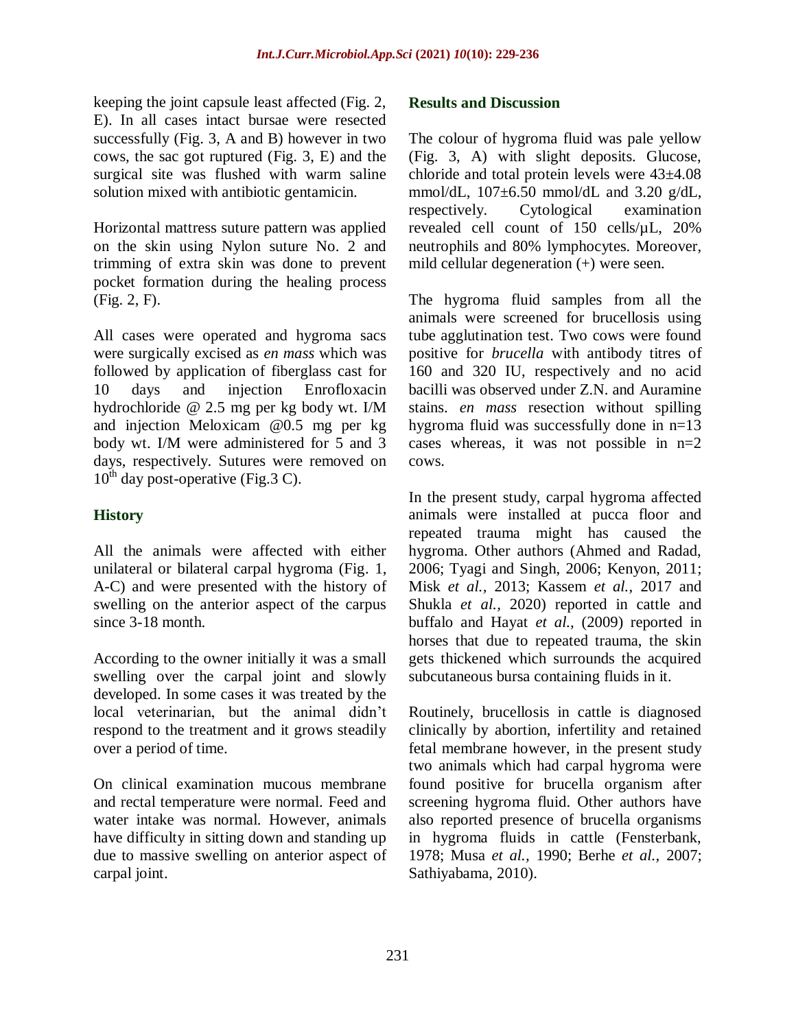keeping the joint capsule least affected (Fig. 2, E). In all cases intact bursae were resected successfully (Fig. 3, A and B) however in two cows, the sac got ruptured (Fig. 3, E) and the surgical site was flushed with warm saline solution mixed with antibiotic gentamicin.

Horizontal mattress suture pattern was applied on the skin using Nylon suture No. 2 and trimming of extra skin was done to prevent pocket formation during the healing process (Fig. 2, F).

All cases were operated and hygroma sacs were surgically excised as *en mass* which was followed by application of fiberglass cast for 10 days and injection Enrofloxacin hydrochloride @ 2.5 mg per kg body wt. I/M and injection Meloxicam @0.5 mg per kg body wt. I/M were administered for 5 and 3 days, respectively. Sutures were removed on $10^{th}$ day post-operative (Fig.3 C).

## History

All the animals were affected with either unilateral or bilateral carpal hygroma (Fig. 1, A-C) and were presented with the history of swelling on the anterior aspect of the carpus since 3-18 month.

According to the owner initially it was a small swelling over the carpal joint and slowly developed. In some cases it was treated by the local veterinarian, but the animal didn't respond to the treatment and it grows steadily over a period of time.

On clinical examination mucous membrane and rectal temperature were normal. Feed and water intake was normal. However, animals have difficulty in sitting down and standing up due to massive swelling on anterior aspect of carpal joint.

## Results and Discussion

The colour of hygroma fluid was pale yellow (Fig. 3, A) with slight deposits. Glucose, chloride and total protein levels were 43±4.08 mmol/dL, 107±6.50 mmol/dL and 3.20 g/dL, respectively. Cytological examination revealed cell count of 150 cells/µL, 20% neutrophils and 80% lymphocytes. Moreover, mild cellular degeneration (+) were seen.

The hygroma fluid samples from all the animals were screened for brucellosis using tube agglutination test. Two cows were found positive for *brucella* with antibody titres of 160 and 320 IU, respectively and no acid bacilli was observed under Z.N. and Auramine stains. *en mass* resection without spilling hygroma fluid was successfully done in n=13 cases whereas, it was not possible in n=2 cows.

In the present study, carpal hygroma affected animals were installed at pucca floor and repeated trauma might has caused the hygroma. Other authors (Ahmed and Radad, 2006; Tyagi and Singh, 2006; Kenyon, 2011; Misk *et al.,* 2013; Kassem *et al.,* 2017 and Shukla *et al.,* 2020) reported in cattle and buffalo and Hayat *et al.,* (2009) reported in horses that due to repeated trauma, the skin gets thickened which surrounds the acquired subcutaneous bursa containing fluids in it.

Routinely, brucellosis in cattle is diagnosed clinically by abortion, infertility and retained fetal membrane however, in the present study two animals which had carpal hygroma were found positive for brucella organism after screening hygroma fluid. Other authors have also reported presence of brucella organisms in hygroma fluids in cattle (Fensterbank, 1978; Musa *et al.,* 1990; Berhe *et al.,* 2007; Sathiyabama, 2010).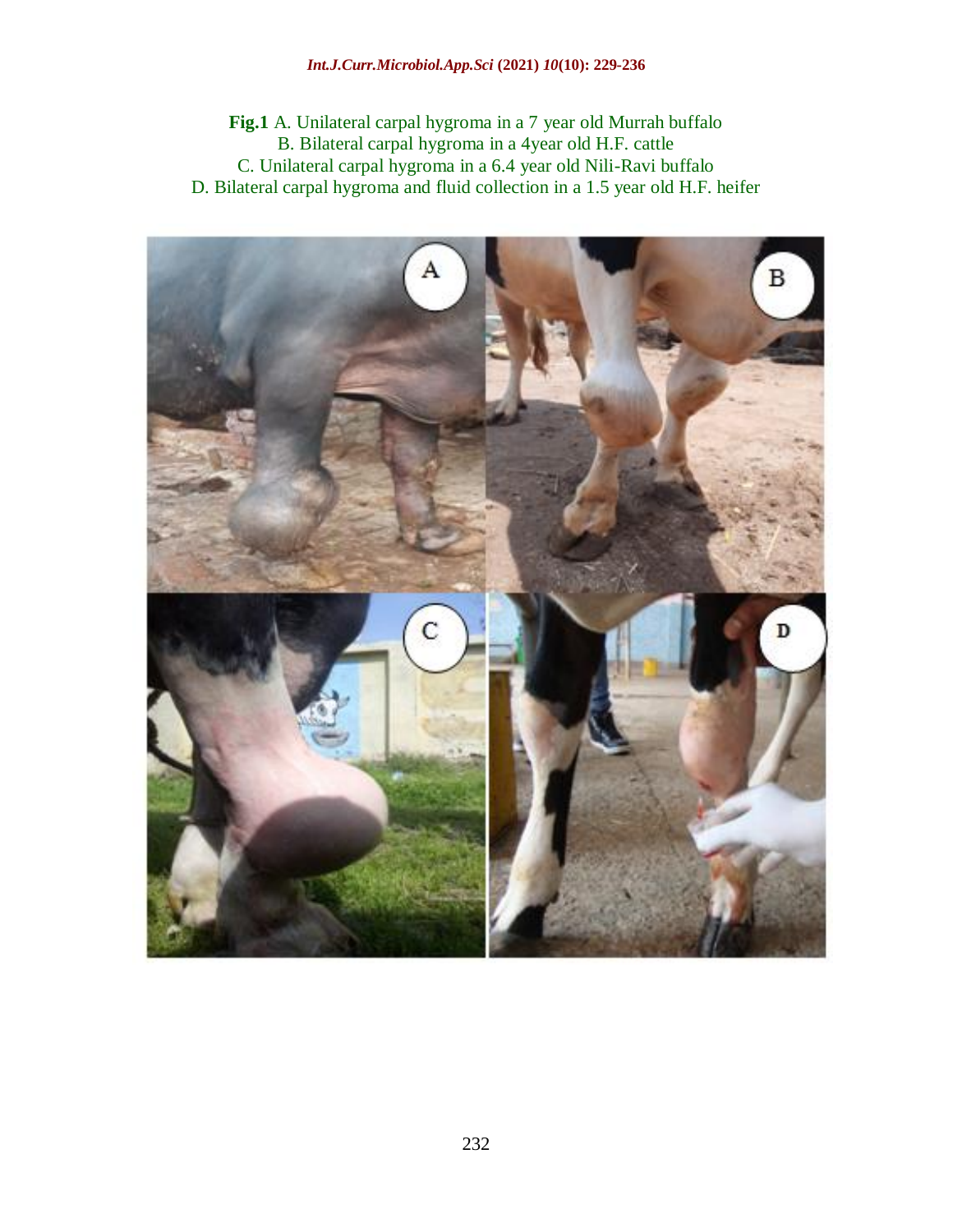**Fig.1** A. Unilateral carpal hygroma in a 7 year old Murrah buffalo
B. Bilateral carpal hygroma in a 4year old H.F. cattle
C. Unilateral carpal hygroma in a 6.4 year old Nili-Ravi buffalo
D. Bilateral carpal hygroma and fluid collection in a 1.5 year old H.F. heifer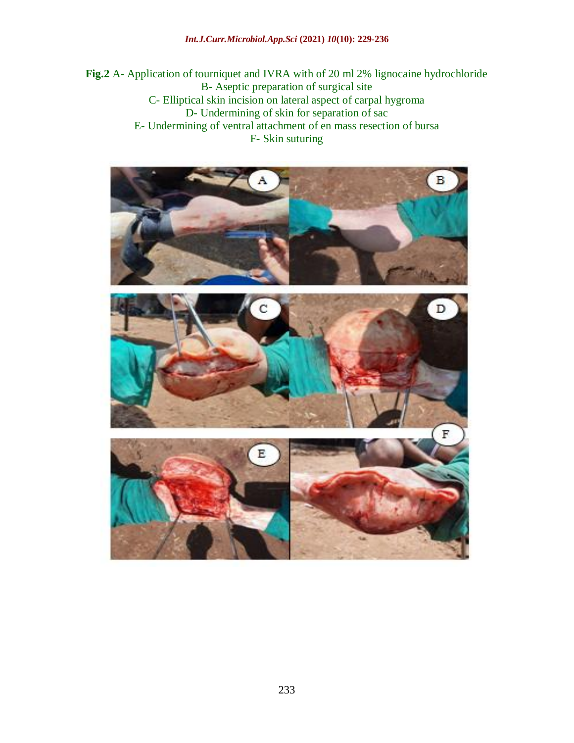**Fig.2** A- Application of tourniquet and IVRA with of 20 ml 2% lignocaine hydrochloride
B- Aseptic preparation of surgical site
C- Elliptical skin incision on lateral aspect of carpal hygroma
D- Undermining of skin for separation of sac
E- Undermining of ventral attachment of en mass resection of bursa
F- Skin suturing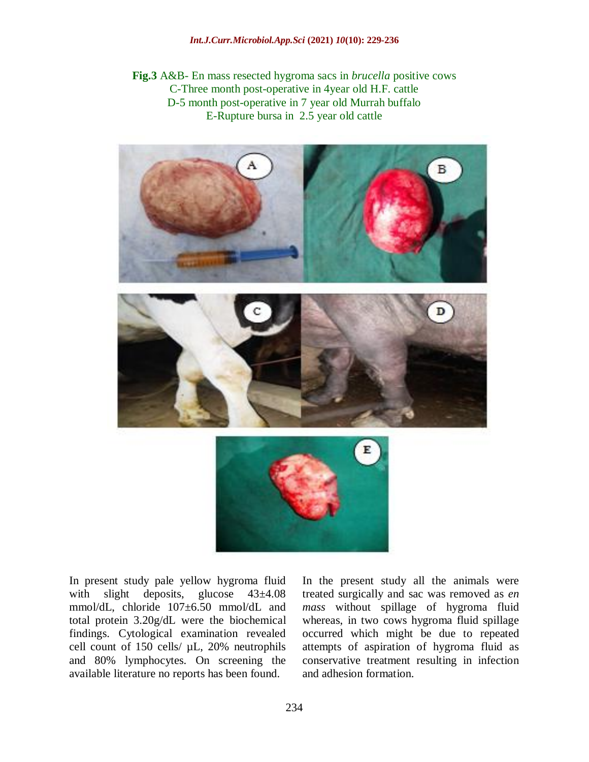**Fig.3** A&B- En mass resected hygroma sacs in *brucella* positive cows
C-Three month post-operative in 4year old H.F. cattle
D-5 month post-operative in 7 year old Murrah buffalo
E-Rupture bursa in 2.5 year old cattle

In present study pale yellow hygroma fluid with slight deposits, glucose 43±4.08 mmol/dL, chloride 107±6.50 mmol/dL and total protein 3.20g/dL were the biochemical findings. Cytological examination revealed cell count of 150 cells/ µL, 20% neutrophils and 80% lymphocytes. On screening the available literature no reports has been found.

In the present study all the animals were treated surgically and sac was removed as *en mass* without spillage of hygroma fluid whereas, in two cows hygroma fluid spillage occurred which might be due to repeated attempts of aspiration of hygroma fluid as conservative treatment resulting in infection and adhesion formation.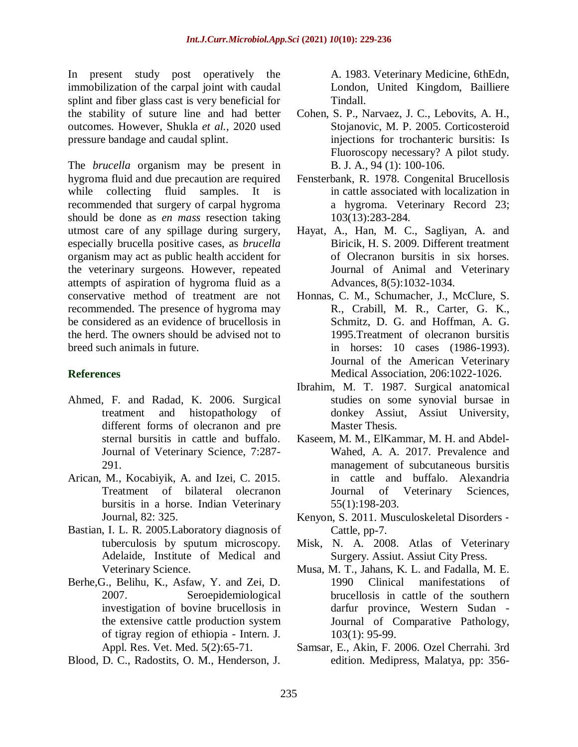In present study post operatively the immobilization of the carpal joint with caudal splint and fiber glass cast is very beneficial for the stability of suture line and had better outcomes. However, Shukla *et al.,* 2020 used pressure bandage and caudal splint.

The *brucella* organism may be present in hygroma fluid and due precaution are required while collecting fluid samples. It is recommended that surgery of carpal hygroma should be done as *en mass* resection taking utmost care of any spillage during surgery, especially brucella positive cases, as *brucella* organism may act as public health accident for the veterinary surgeons. However, repeated attempts of aspiration of hygroma fluid as a conservative method of treatment are not recommended. The presence of hygroma may be considered as an evidence of brucellosis in the herd. The owners should be advised not to breed such animals in future.

## References

Ahmed, F. and Radad, K. 2006. Surgical treatment and histopathology of different forms of olecranon and pre sternal bursitis in cattle and buffalo. Journal of Veterinary Science, 7:287-291.

Arican, M., Kocabiyik, A. and Izei, C. 2015. Treatment of bilateral olecranon bursitis in a horse. Indian Veterinary Journal, 82: 325.

Bastian, I. L. R. 2005.Laboratory diagnosis of tuberculosis by sputum microscopy. Adelaide, Institute of Medical and Veterinary Science.

Berhe,G., Belihu, K., Asfaw, Y. and Zei, D. 2007. Seroepidemiological investigation of bovine brucellosis in the extensive cattle production system of tigray region of ethiopia - Intern. J. Appl. Res. Vet. Med. 5(2):65-71.

Blood, D. C., Radostits, O. M., Henderson, J. A. 1983. Veterinary Medicine, 6thEdn, London, United Kingdom, Bailliere Tindall.

Cohen, S. P., Narvaez, J. C., Lebovits, A. H., Stojanovic, M. P. 2005. Corticosteroid injections for trochanteric bursitis: Is Fluoroscopy necessary? A pilot study. B. J. A., 94 (1): 100-106.

Fensterbank, R. 1978. Congenital Brucellosis in cattle associated with localization in a hygroma. Veterinary Record 23; 103(13):283-284.

Hayat, A., Han, M. C., Sagliyan, A. and Biricik, H. S. 2009. Different treatment of Olecranon bursitis in six horses. Journal of Animal and Veterinary Advances, 8(5):1032-1034.

Honnas, C. M., Schumacher, J., McClure, S. R., Crabill, M. R., Carter, G. K., Schmitz, D. G. and Hoffman, A. G. 1995.Treatment of olecranon bursitis in horses: 10 cases (1986-1993). Journal of the American Veterinary Medical Association, 206:1022-1026.

Ibrahim, M. T. 1987. Surgical anatomical studies on some synovial bursae in donkey Assiut, Assiut University, Master Thesis.

Kaseem, M. M., ElKammar, M. H. and Abdel-Wahed, A. A. 2017. Prevalence and management of subcutaneous bursitis in cattle and buffalo. Alexandria Journal of Veterinary Sciences, 55(1):198-203.

Kenyon, S. 2011. Musculoskeletal Disorders - Cattle, pp-7.

Misk, N. A. 2008. Atlas of Veterinary Surgery. Assiut. Assiut City Press.

Musa, M. T., Jahans, K. L. and Fadalla, M. E. 1990 Clinical manifestations of brucellosis in cattle of the southern darfur province, Western Sudan - Journal of Comparative Pathology, 103(1): 95-99.

Samsar, E., Akin, F. 2006. Ozel Cherrahi. 3rd edition. Medipress, Malatya, pp: 356-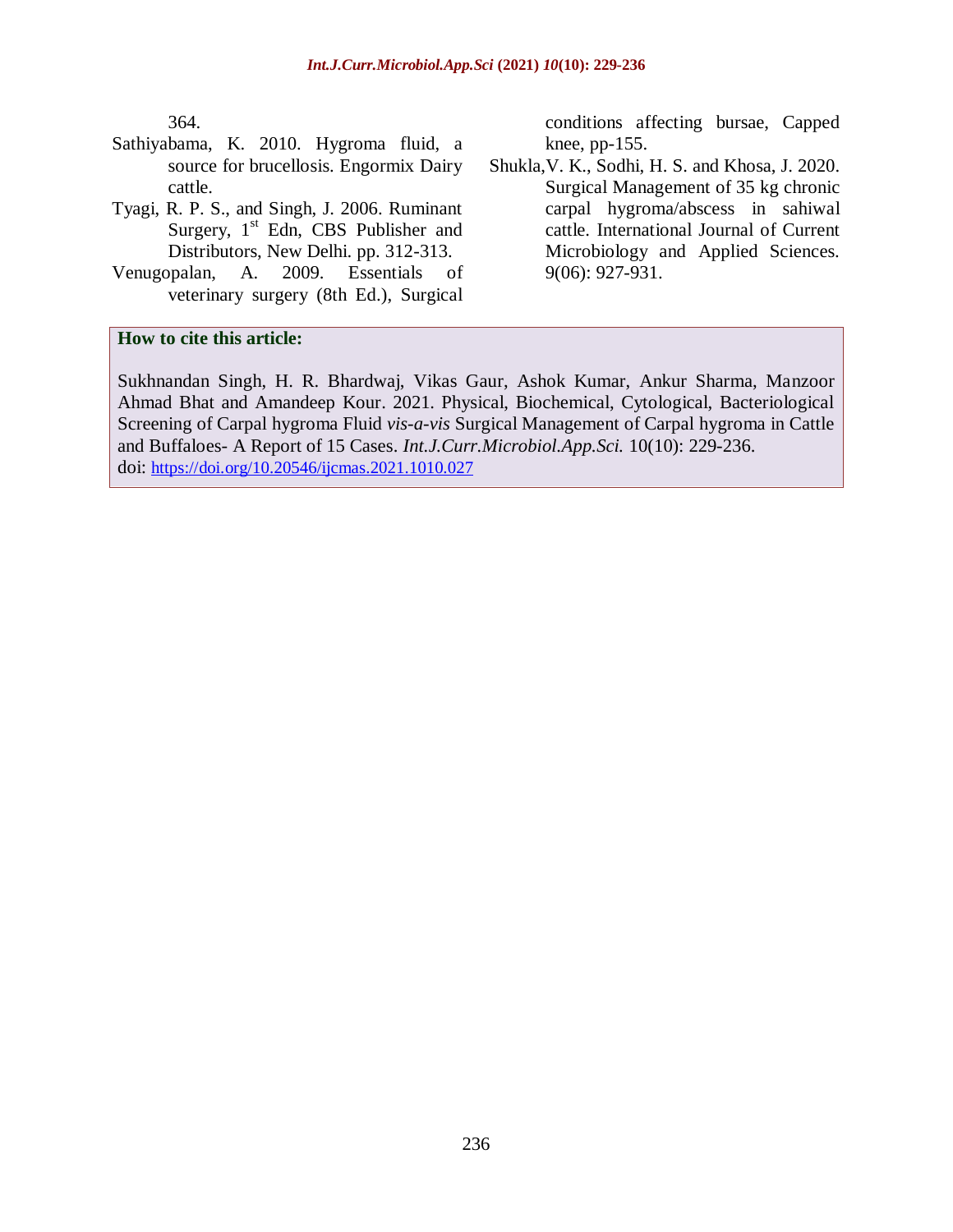364.

Sathiyabama, K. 2010. Hygroma fluid, a source for brucellosis. Engormix Dairy cattle.

Tyagi, R. P. S., and Singh, J. 2006. Ruminant Surgery, 1st Edn, CBS Publisher and Distributors, New Delhi. pp. 312-313.

Venugopalan, A. 2009. Essentials of veterinary surgery (8th Ed.), Surgical conditions affecting bursae, Capped knee, pp-155.

Shukla,V. K., Sodhi, H. S. and Khosa, J. 2020. Surgical Management of 35 kg chronic carpal hygroma/abscess in sahiwal cattle. International Journal of Current Microbiology and Applied Sciences. 9(06): 927-931.

**How to cite this article:**

Sukhnandan Singh, H. R. Bhardwaj, Vikas Gaur, Ashok Kumar, Ankur Sharma, Manzoor Ahmad Bhat and Amandeep Kour. 2021. Physical, Biochemical, Cytological, Bacteriological Screening of Carpal hygroma Fluid *vis-a-vis* Surgical Management of Carpal hygroma in Cattle and Buffaloes- A Report of 15 Cases. *Int.J.Curr.Microbiol.App.Sci.* 10(10): 229-236.
doi: https://doi.org/10.20546/ijcmas.2021.1010.027